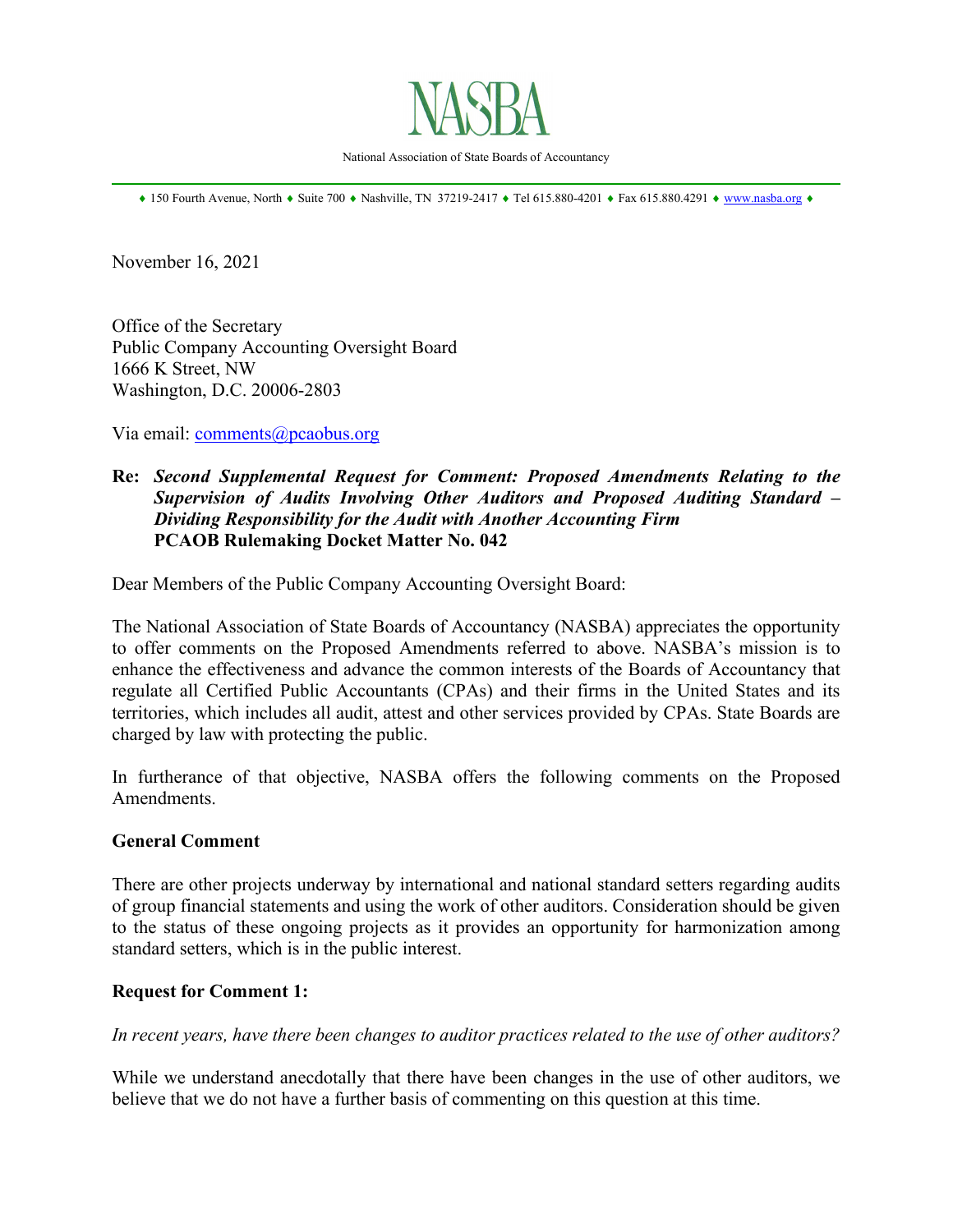# NASBA

National Association of State Boards of Accountancy

♦ 150 Fourth Avenue, North ♦ Suite 700 ♦ Nashville, TN 37219-2417 ♦ Tel 615.880-4201 ♦ Fax 615.880.4291 ♦ www.nasba.org ♦

November 16, 2021

Office of the Secretary
Public Company Accounting Oversight Board
1666 K Street, NW
Washington, D.C. 20006-2803

Via email: comments@pcaobus.org

**Re:** ***Second Supplemental Request for Comment: Proposed Amendments Relating to the Supervision of Audits Involving Other Auditors and Proposed Auditing Standard – Dividing Responsibility for the Audit with Another Accounting Firm***
**PCAOB Rulemaking Docket Matter No. 042**

Dear Members of the Public Company Accounting Oversight Board:

The National Association of State Boards of Accountancy (NASBA) appreciates the opportunity to offer comments on the Proposed Amendments referred to above. NASBA's mission is to enhance the effectiveness and advance the common interests of the Boards of Accountancy that regulate all Certified Public Accountants (CPAs) and their firms in the United States and its territories, which includes all audit, attest and other services provided by CPAs. State Boards are charged by law with protecting the public.

In furtherance of that objective, NASBA offers the following comments on the Proposed Amendments.

**General Comment**

There are other projects underway by international and national standard setters regarding audits of group financial statements and using the work of other auditors. Consideration should be given to the status of these ongoing projects as it provides an opportunity for harmonization among standard setters, which is in the public interest.

**Request for Comment 1:**

*In recent years, have there been changes to auditor practices related to the use of other auditors?*

While we understand anecdotally that there have been changes in the use of other auditors, we believe that we do not have a further basis of commenting on this question at this time.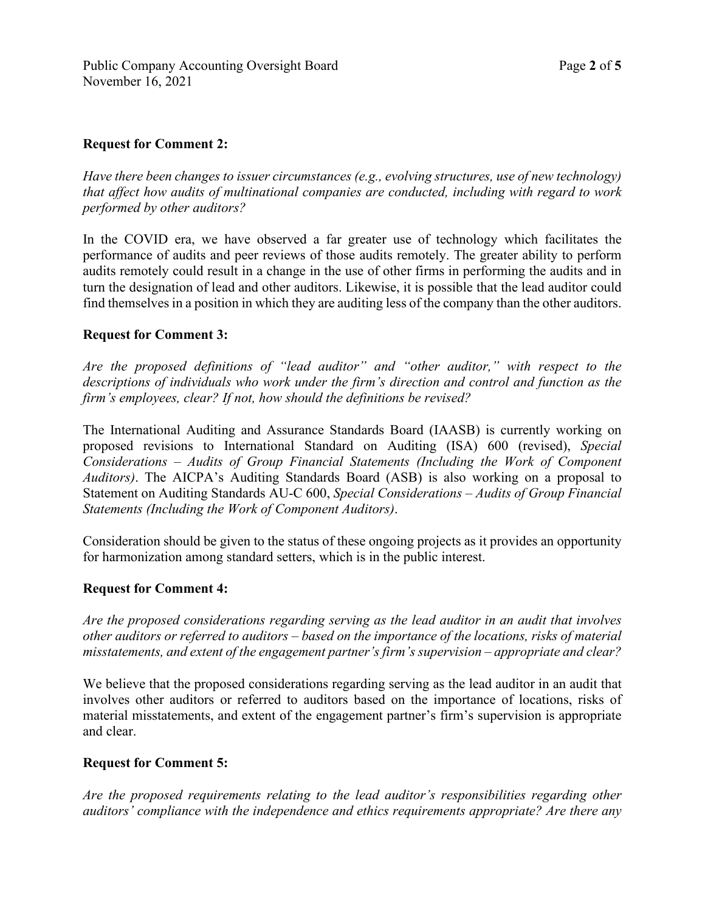**Request for Comment 2:**

*Have there been changes to issuer circumstances (e.g., evolving structures, use of new technology) that affect how audits of multinational companies are conducted, including with regard to work performed by other auditors?*

In the COVID era, we have observed a far greater use of technology which facilitates the performance of audits and peer reviews of those audits remotely. The greater ability to perform audits remotely could result in a change in the use of other firms in performing the audits and in turn the designation of lead and other auditors. Likewise, it is possible that the lead auditor could find themselves in a position in which they are auditing less of the company than the other auditors.

**Request for Comment 3:**

*Are the proposed definitions of "lead auditor" and "other auditor," with respect to the descriptions of individuals who work under the firm's direction and control and function as the firm's employees, clear? If not, how should the definitions be revised?*

The International Auditing and Assurance Standards Board (IAASB) is currently working on proposed revisions to International Standard on Auditing (ISA) 600 (revised), *Special Considerations – Audits of Group Financial Statements (Including the Work of Component Auditors)*. The AICPA's Auditing Standards Board (ASB) is also working on a proposal to Statement on Auditing Standards AU-C 600, *Special Considerations – Audits of Group Financial Statements (Including the Work of Component Auditors)*.

Consideration should be given to the status of these ongoing projects as it provides an opportunity for harmonization among standard setters, which is in the public interest.

**Request for Comment 4:**

*Are the proposed considerations regarding serving as the lead auditor in an audit that involves other auditors or referred to auditors – based on the importance of the locations, risks of material misstatements, and extent of the engagement partner's firm's supervision – appropriate and clear?*

We believe that the proposed considerations regarding serving as the lead auditor in an audit that involves other auditors or referred to auditors based on the importance of locations, risks of material misstatements, and extent of the engagement partner's firm's supervision is appropriate and clear.

**Request for Comment 5:**

*Are the proposed requirements relating to the lead auditor's responsibilities regarding other auditors' compliance with the independence and ethics requirements appropriate? Are there any*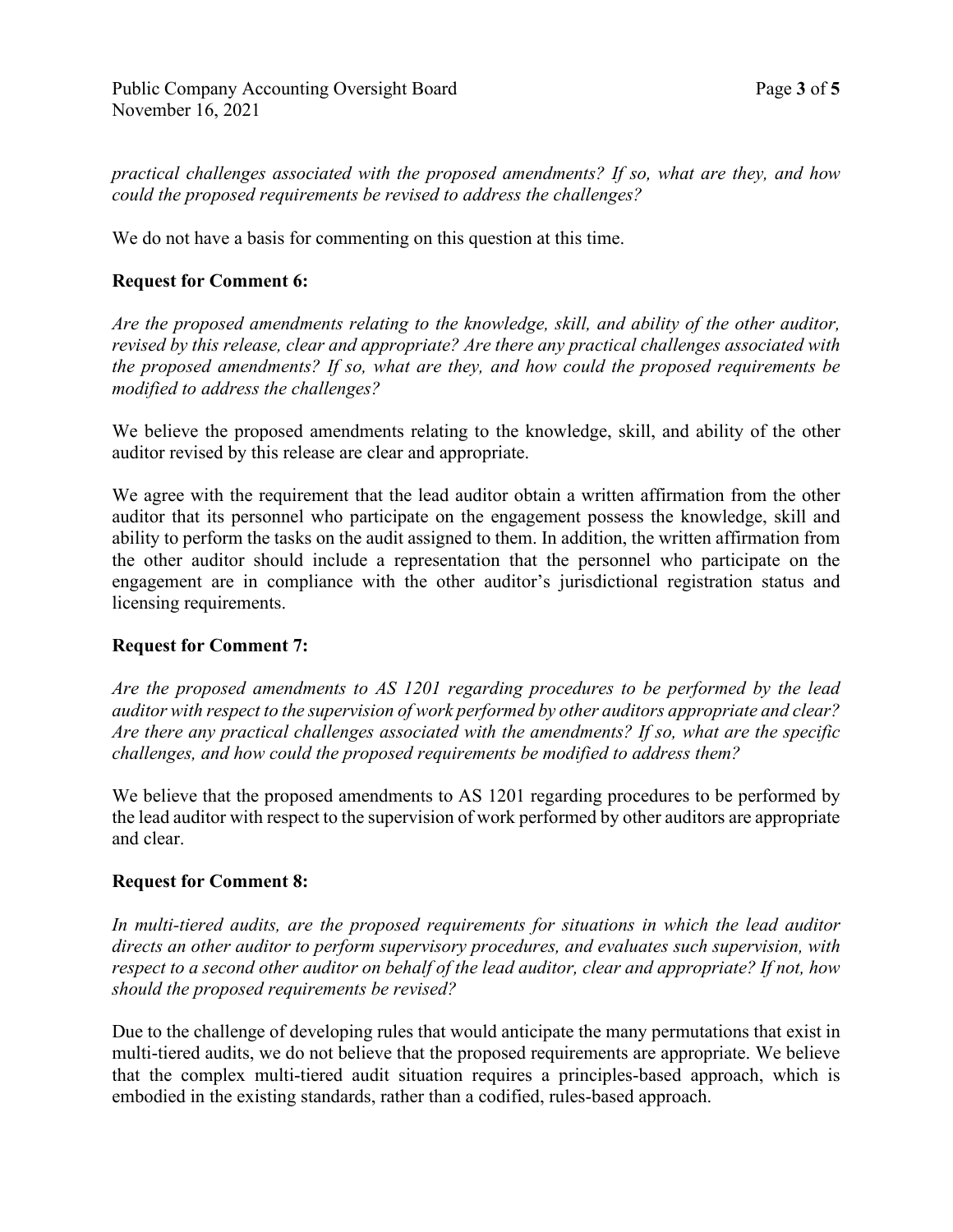*practical challenges associated with the proposed amendments? If so, what are they, and how could the proposed requirements be revised to address the challenges?*

We do not have a basis for commenting on this question at this time.

**Request for Comment 6:**

*Are the proposed amendments relating to the knowledge, skill, and ability of the other auditor, revised by this release, clear and appropriate? Are there any practical challenges associated with the proposed amendments? If so, what are they, and how could the proposed requirements be modified to address the challenges?*

We believe the proposed amendments relating to the knowledge, skill, and ability of the other auditor revised by this release are clear and appropriate.

We agree with the requirement that the lead auditor obtain a written affirmation from the other auditor that its personnel who participate on the engagement possess the knowledge, skill and ability to perform the tasks on the audit assigned to them. In addition, the written affirmation from the other auditor should include a representation that the personnel who participate on the engagement are in compliance with the other auditor's jurisdictional registration status and licensing requirements.

**Request for Comment 7:**

*Are the proposed amendments to AS 1201 regarding procedures to be performed by the lead auditor with respect to the supervision of work performed by other auditors appropriate and clear? Are there any practical challenges associated with the amendments? If so, what are the specific challenges, and how could the proposed requirements be modified to address them?*

We believe that the proposed amendments to AS 1201 regarding procedures to be performed by the lead auditor with respect to the supervision of work performed by other auditors are appropriate and clear.

**Request for Comment 8:**

*In multi-tiered audits, are the proposed requirements for situations in which the lead auditor directs an other auditor to perform supervisory procedures, and evaluates such supervision, with respect to a second other auditor on behalf of the lead auditor, clear and appropriate? If not, how should the proposed requirements be revised?*

Due to the challenge of developing rules that would anticipate the many permutations that exist in multi-tiered audits, we do not believe that the proposed requirements are appropriate. We believe that the complex multi-tiered audit situation requires a principles-based approach, which is embodied in the existing standards, rather than a codified, rules-based approach.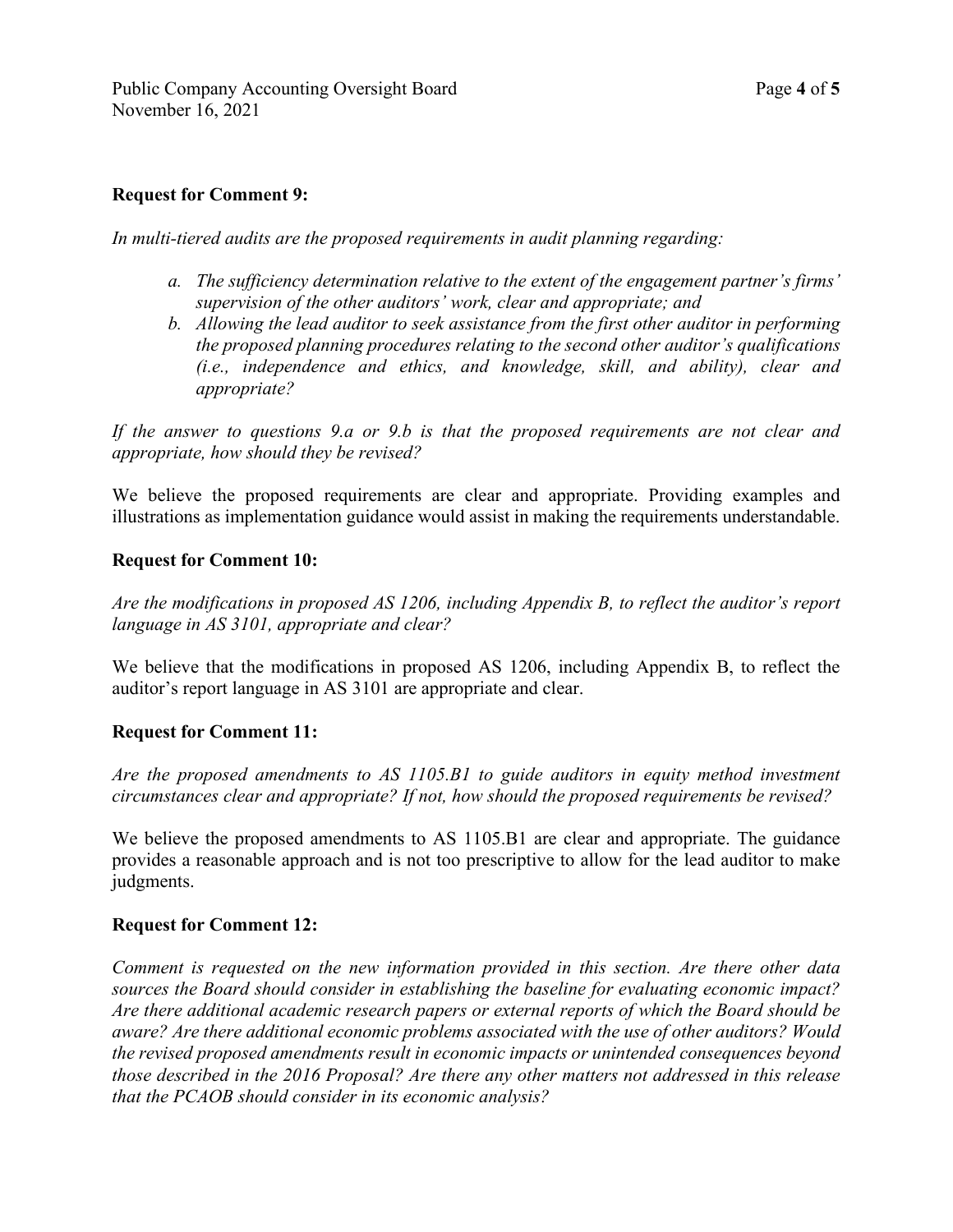**Request for Comment 9:**

*In multi-tiered audits are the proposed requirements in audit planning regarding:*

> a. *The sufficiency determination relative to the extent of the engagement partner's firms' supervision of the other auditors' work, clear and appropriate; and*
>
> b. *Allowing the lead auditor to seek assistance from the first other auditor in performing the proposed planning procedures relating to the second other auditor's qualifications (i.e., independence and ethics, and knowledge, skill, and ability), clear and appropriate?*

*If the answer to questions 9.a or 9.b is that the proposed requirements are not clear and appropriate, how should they be revised?*

We believe the proposed requirements are clear and appropriate. Providing examples and illustrations as implementation guidance would assist in making the requirements understandable.

**Request for Comment 10:**

*Are the modifications in proposed AS 1206, including Appendix B, to reflect the auditor's report language in AS 3101, appropriate and clear?*

We believe that the modifications in proposed AS 1206, including Appendix B, to reflect the auditor's report language in AS 3101 are appropriate and clear.

**Request for Comment 11:**

*Are the proposed amendments to AS 1105.B1 to guide auditors in equity method investment circumstances clear and appropriate? If not, how should the proposed requirements be revised?*

We believe the proposed amendments to AS 1105.B1 are clear and appropriate. The guidance provides a reasonable approach and is not too prescriptive to allow for the lead auditor to make judgments.

**Request for Comment 12:**

*Comment is requested on the new information provided in this section. Are there other data sources the Board should consider in establishing the baseline for evaluating economic impact? Are there additional academic research papers or external reports of which the Board should be aware? Are there additional economic problems associated with the use of other auditors? Would the revised proposed amendments result in economic impacts or unintended consequences beyond those described in the 2016 Proposal? Are there any other matters not addressed in this release that the PCAOB should consider in its economic analysis?*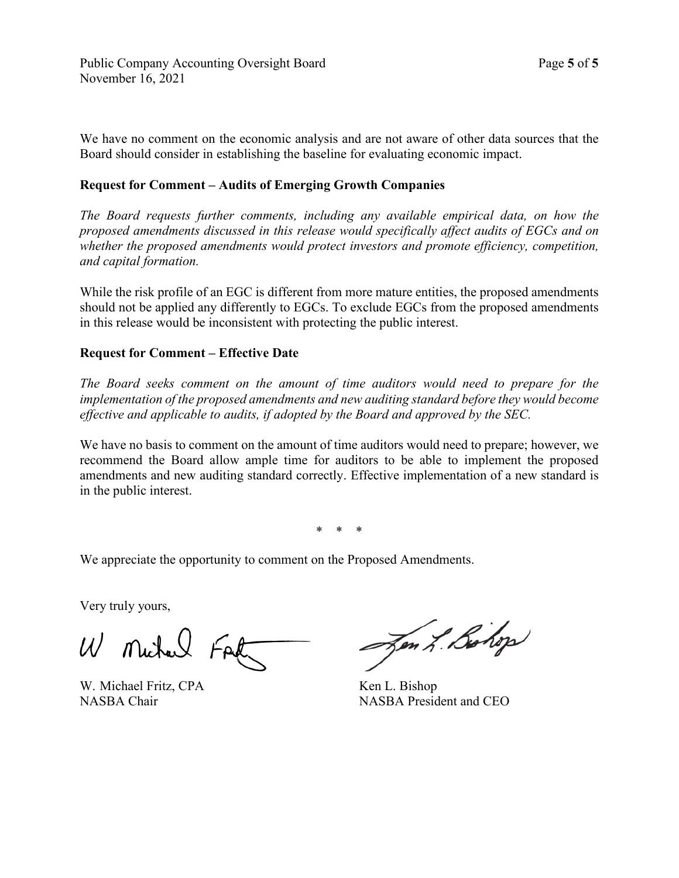We have no comment on the economic analysis and are not aware of other data sources that the Board should consider in establishing the baseline for evaluating economic impact.

**Request for Comment – Audits of Emerging Growth Companies**

*The Board requests further comments, including any available empirical data, on how the proposed amendments discussed in this release would specifically affect audits of EGCs and on whether the proposed amendments would protect investors and promote efficiency, competition, and capital formation.*

While the risk profile of an EGC is different from more mature entities, the proposed amendments should not be applied any differently to EGCs. To exclude EGCs from the proposed amendments in this release would be inconsistent with protecting the public interest.

**Request for Comment – Effective Date**

*The Board seeks comment on the amount of time auditors would need to prepare for the implementation of the proposed amendments and new auditing standard before they would become effective and applicable to audits, if adopted by the Board and approved by the SEC.*

We have no basis to comment on the amount of time auditors would need to prepare; however, we recommend the Board allow ample time for auditors to be able to implement the proposed amendments and new auditing standard correctly. Effective implementation of a new standard is in the public interest.

\* \* \*

We appreciate the opportunity to comment on the Proposed Amendments.

Very truly yours,

W. Michael Fritz, CPA
NASBA Chair

Ken L. Bishop
NASBA President and CEO